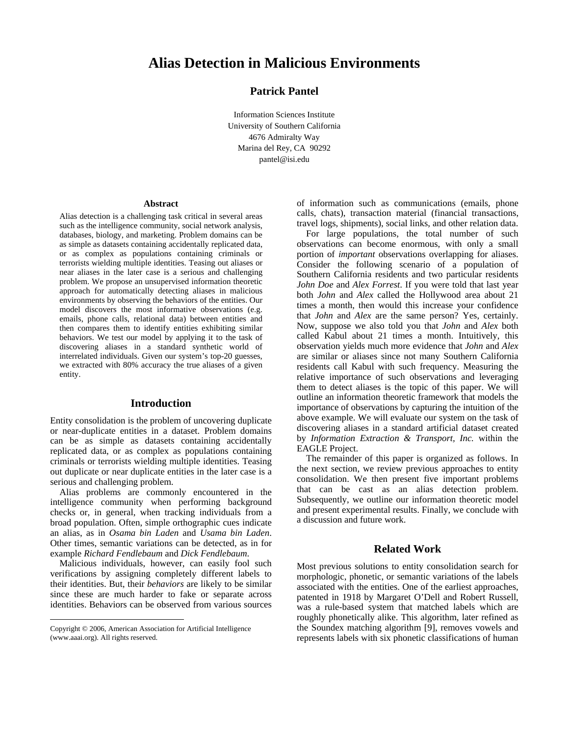# Alias Detection in Malicious Environments

**Patrick Pantel**

Information Sciences Institute
University of Southern California
4676 Admiralty Way
Marina del Rey, CA 90292
pantel@isi.edu

### Abstract

Alias detection is a challenging task critical in several areas such as the intelligence community, social network analysis, databases, biology, and marketing. Problem domains can be as simple as datasets containing accidentally replicated data, or as complex as populations containing criminals or terrorists wielding multiple identities. Teasing out aliases or near aliases in the later case is a serious and challenging problem. We propose an unsupervised information theoretic approach for automatically detecting aliases in malicious environments by observing the behaviors of the entities. Our model discovers the most informative observations (e.g. emails, phone calls, relational data) between entities and then compares them to identify entities exhibiting similar behaviors. We test our model by applying it to the task of discovering aliases in a standard synthetic world of interrelated individuals. Given our system's top-20 guesses, we extracted with 80% accuracy the true aliases of a given entity.

## Introduction

Entity consolidation is the problem of uncovering duplicate or near-duplicate entities in a dataset. Problem domains can be as simple as datasets containing accidentally replicated data, or as complex as populations containing criminals or terrorists wielding multiple identities. Teasing out duplicate or near duplicate entities in the later case is a serious and challenging problem.

Alias problems are commonly encountered in the intelligence community when performing background checks or, in general, when tracking individuals from a broad population. Often, simple orthographic cues indicate an alias, as in *Osama bin Laden* and *Usama bin Laden*. Other times, semantic variations can be detected, as in for example *Richard Fendlebaum* and *Dick Fendlebaum*.

Malicious individuals, however, can easily fool such verifications by assigning completely different labels to their identities. But, their *behaviors* are likely to be similar since these are much harder to fake or separate across identities. Behaviors can be observed from various sources of information such as communications (emails, phone calls, chats), transaction material (financial transactions, travel logs, shipments), social links, and other relation data.

For large populations, the total number of such observations can become enormous, with only a small portion of *important* observations overlapping for aliases. Consider the following scenario of a population of Southern California residents and two particular residents *John Doe* and *Alex Forrest*. If you were told that last year both *John* and *Alex* called the Hollywood area about 21 times a month, then would this increase your confidence that *John* and *Alex* are the same person? Yes, certainly. Now, suppose we also told you that *John* and *Alex* both called Kabul about 21 times a month. Intuitively, this observation yields much more evidence that *John* and *Alex* are similar or aliases since not many Southern California residents call Kabul with such frequency. Measuring the relative importance of such observations and leveraging them to detect aliases is the topic of this paper. We will outline an information theoretic framework that models the importance of observations by capturing the intuition of the above example. We will evaluate our system on the task of discovering aliases in a standard artificial dataset created by *Information Extraction & Transport, Inc.* within the EAGLE Project.

The remainder of this paper is organized as follows. In the next section, we review previous approaches to entity consolidation. We then present five important problems that can be cast as an alias detection problem. Subsequently, we outline our information theoretic model and present experimental results. Finally, we conclude with a discussion and future work.

## Related Work

Most previous solutions to entity consolidation search for morphologic, phonetic, or semantic variations of the labels associated with the entities. One of the earliest approaches, patented in 1918 by Margaret O'Dell and Robert Russell, was a rule-based system that matched labels which are roughly phonetically alike. This algorithm, later refined as the Soundex matching algorithm [9], removes vowels and represents labels with six phonetic classifications of human

---

Copyright © 2006, American Association for Artificial Intelligence (www.aaai.org). All rights reserved.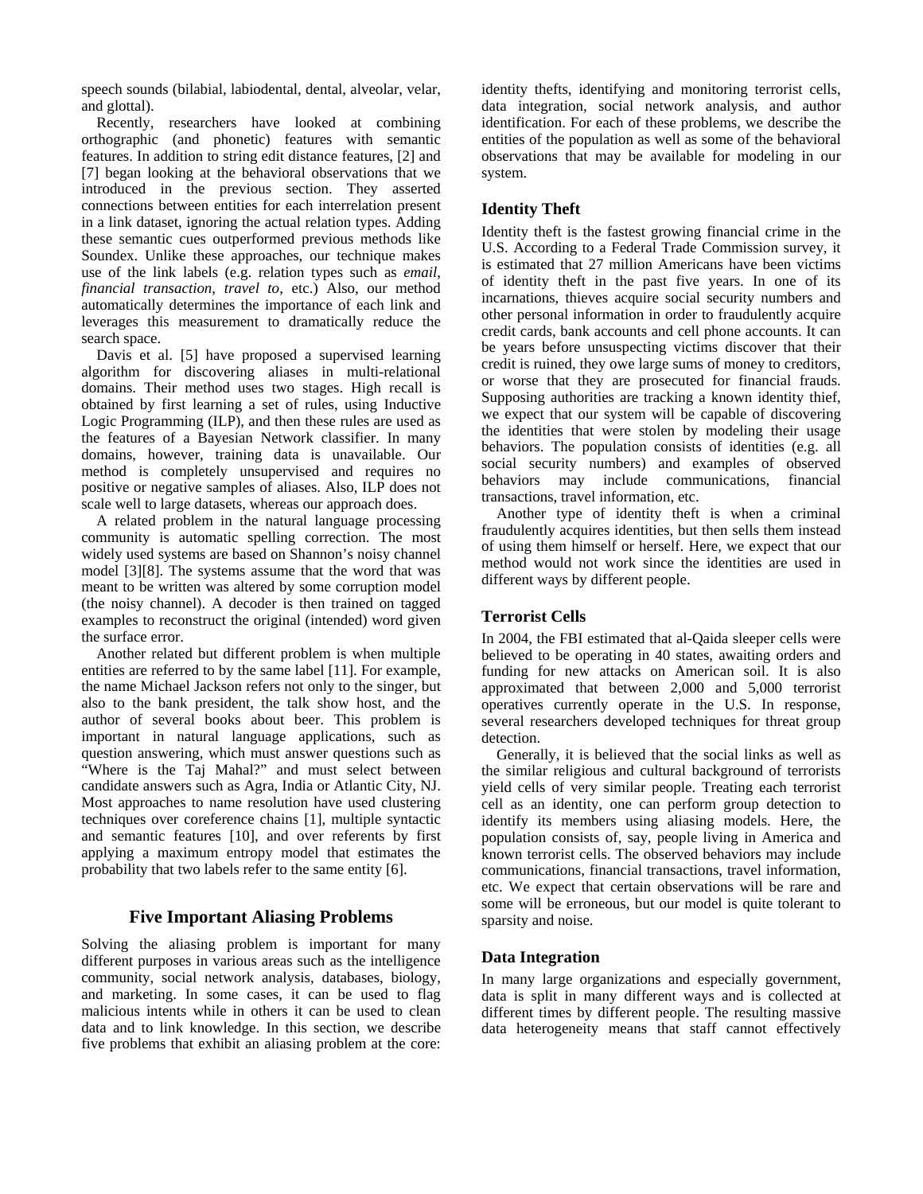speech sounds (bilabial, labiodental, dental, alveolar, velar, and glottal).

Recently, researchers have looked at combining orthographic (and phonetic) features with semantic features. In addition to string edit distance features, [2] and [7] began looking at the behavioral observations that we introduced in the previous section. They asserted connections between entities for each interrelation present in a link dataset, ignoring the actual relation types. Adding these semantic cues outperformed previous methods like Soundex. Unlike these approaches, our technique makes use of the link labels (e.g. relation types such as *email*, *financial transaction*, *travel to*, etc.) Also, our method automatically determines the importance of each link and leverages this measurement to dramatically reduce the search space.

Davis et al. [5] have proposed a supervised learning algorithm for discovering aliases in multi-relational domains. Their method uses two stages. High recall is obtained by first learning a set of rules, using Inductive Logic Programming (ILP), and then these rules are used as the features of a Bayesian Network classifier. In many domains, however, training data is unavailable. Our method is completely unsupervised and requires no positive or negative samples of aliases. Also, ILP does not scale well to large datasets, whereas our approach does.

A related problem in the natural language processing community is automatic spelling correction. The most widely used systems are based on Shannon's noisy channel model [3][8]. The systems assume that the word that was meant to be written was altered by some corruption model (the noisy channel). A decoder is then trained on tagged examples to reconstruct the original (intended) word given the surface error.

Another related but different problem is when multiple entities are referred to by the same label [11]. For example, the name Michael Jackson refers not only to the singer, but also to the bank president, the talk show host, and the author of several books about beer. This problem is important in natural language applications, such as question answering, which must answer questions such as "Where is the Taj Mahal?" and must select between candidate answers such as Agra, India or Atlantic City, NJ. Most approaches to name resolution have used clustering techniques over coreference chains [1], multiple syntactic and semantic features [10], and over referents by first applying a maximum entropy model that estimates the probability that two labels refer to the same entity [6].

## Five Important Aliasing Problems

Solving the aliasing problem is important for many different purposes in various areas such as the intelligence community, social network analysis, databases, biology, and marketing. In some cases, it can be used to flag malicious intents while in others it can be used to clean data and to link knowledge. In this section, we describe five problems that exhibit an aliasing problem at the core: identity thefts, identifying and monitoring terrorist cells, data integration, social network analysis, and author identification. For each of these problems, we describe the entities of the population as well as some of the behavioral observations that may be available for modeling in our system.

### Identity Theft

Identity theft is the fastest growing financial crime in the U.S. According to a Federal Trade Commission survey, it is estimated that 27 million Americans have been victims of identity theft in the past five years. In one of its incarnations, thieves acquire social security numbers and other personal information in order to fraudulently acquire credit cards, bank accounts and cell phone accounts. It can be years before unsuspecting victims discover that their credit is ruined, they owe large sums of money to creditors, or worse that they are prosecuted for financial frauds. Supposing authorities are tracking a known identity thief, we expect that our system will be capable of discovering the identities that were stolen by modeling their usage behaviors. The population consists of identities (e.g. all social security numbers) and examples of observed behaviors may include communications, financial transactions, travel information, etc.

Another type of identity theft is when a criminal fraudulently acquires identities, but then sells them instead of using them himself or herself. Here, we expect that our method would not work since the identities are used in different ways by different people.

### Terrorist Cells

In 2004, the FBI estimated that al-Qaida sleeper cells were believed to be operating in 40 states, awaiting orders and funding for new attacks on American soil. It is also approximated that between 2,000 and 5,000 terrorist operatives currently operate in the U.S. In response, several researchers developed techniques for threat group detection.

Generally, it is believed that the social links as well as the similar religious and cultural background of terrorists yield cells of very similar people. Treating each terrorist cell as an identity, one can perform group detection to identify its members using aliasing models. Here, the population consists of, say, people living in America and known terrorist cells. The observed behaviors may include communications, financial transactions, travel information, etc. We expect that certain observations will be rare and some will be erroneous, but our model is quite tolerant to sparsity and noise.

### Data Integration

In many large organizations and especially government, data is split in many different ways and is collected at different times by different people. The resulting massive data heterogeneity means that staff cannot effectively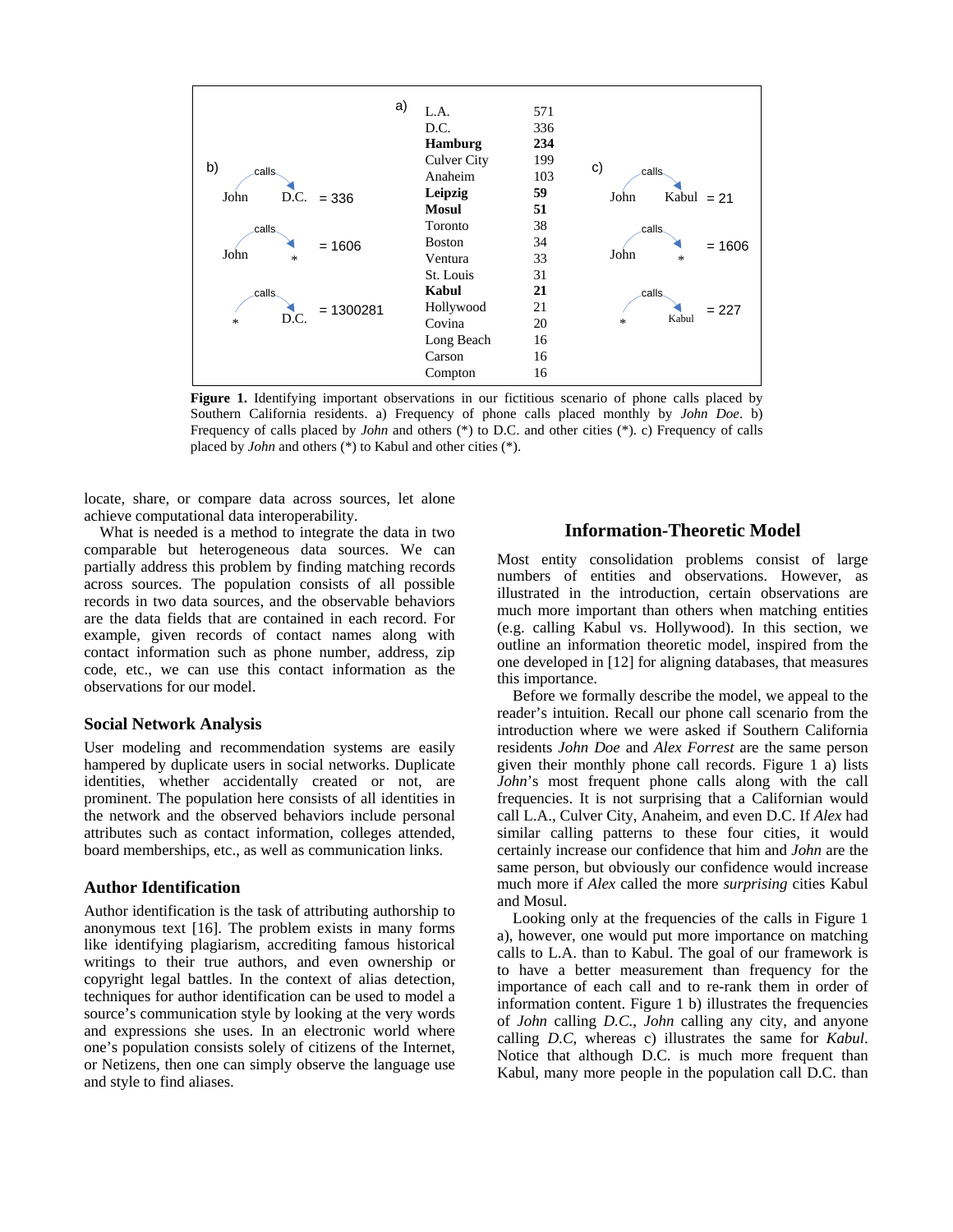| a) | |
|---|---|
| L.A. | 571 |
| D.C. | 336 |
| **Hamburg** | **234** |
| Culver City | 199 |
| Anaheim | 103 |
| **Leipzig** | **59** |
| **Mosul** | **51** |
| Toronto | 38 |
| Boston | 34 |
| Ventura | 33 |
| St. Louis | 31 |
| **Kabul** | **21** |
| Hollywood | 21 |
| Covina | 20 |
| Long Beach | 16 |
| Carson | 16 |
| Compton | 16 |

b)

- John calls D.C. = 336
- John calls * = 1606
- * calls D.C. = 1300281

c)

- John calls Kabul = 21
- John calls * = 1606
- * calls Kabul = 227

**Figure 1.** Identifying important observations in our fictitious scenario of phone calls placed by Southern California residents. a) Frequency of phone calls placed monthly by *John Doe*. b) Frequency of calls placed by *John* and others (*) to D.C. and other cities (*). c) Frequency of calls placed by *John* and others (*) to Kabul and other cities (*).

locate, share, or compare data across sources, let alone achieve computational data interoperability.

What is needed is a method to integrate the data in two comparable but heterogeneous data sources. We can partially address this problem by finding matching records across sources. The population consists of all possible records in two data sources, and the observable behaviors are the data fields that are contained in each record. For example, given records of contact names along with contact information such as phone number, address, zip code, etc., we can use this contact information as the observations for our model.

### Social Network Analysis

User modeling and recommendation systems are easily hampered by duplicate users in social networks. Duplicate identities, whether accidentally created or not, are prominent. The population here consists of all identities in the network and the observed behaviors include personal attributes such as contact information, colleges attended, board memberships, etc., as well as communication links.

### Author Identification

Author identification is the task of attributing authorship to anonymous text [16]. The problem exists in many forms like identifying plagiarism, accrediting famous historical writings to their true authors, and even ownership or copyright legal battles. In the context of alias detection, techniques for author identification can be used to model a source's communication style by looking at the very words and expressions she uses. In an electronic world where one's population consists solely of citizens of the Internet, or Netizens, then one can simply observe the language use and style to find aliases.

## Information-Theoretic Model

Most entity consolidation problems consist of large numbers of entities and observations. However, as illustrated in the introduction, certain observations are much more important than others when matching entities (e.g. calling Kabul vs. Hollywood). In this section, we outline an information theoretic model, inspired from the one developed in [12] for aligning databases, that measures this importance.

Before we formally describe the model, we appeal to the reader's intuition. Recall our phone call scenario from the introduction where we were asked if Southern California residents *John Doe* and *Alex Forrest* are the same person given their monthly phone call records. Figure 1 a) lists *John*'s most frequent phone calls along with the call frequencies. It is not surprising that a Californian would call L.A., Culver City, Anaheim, and even D.C. If *Alex* had similar calling patterns to these four cities, it would certainly increase our confidence that him and *John* are the same person, but obviously our confidence would increase much more if *Alex* called the more *surprising* cities Kabul and Mosul.

Looking only at the frequencies of the calls in Figure 1 a), however, one would put more importance on matching calls to L.A. than to Kabul. The goal of our framework is to have a better measurement than frequency for the importance of each call and to re-rank them in order of information content. Figure 1 b) illustrates the frequencies of *John* calling *D.C.*, *John* calling any city, and anyone calling *D.C*, whereas c) illustrates the same for *Kabul*. Notice that although D.C. is much more frequent than Kabul, many more people in the population call D.C. than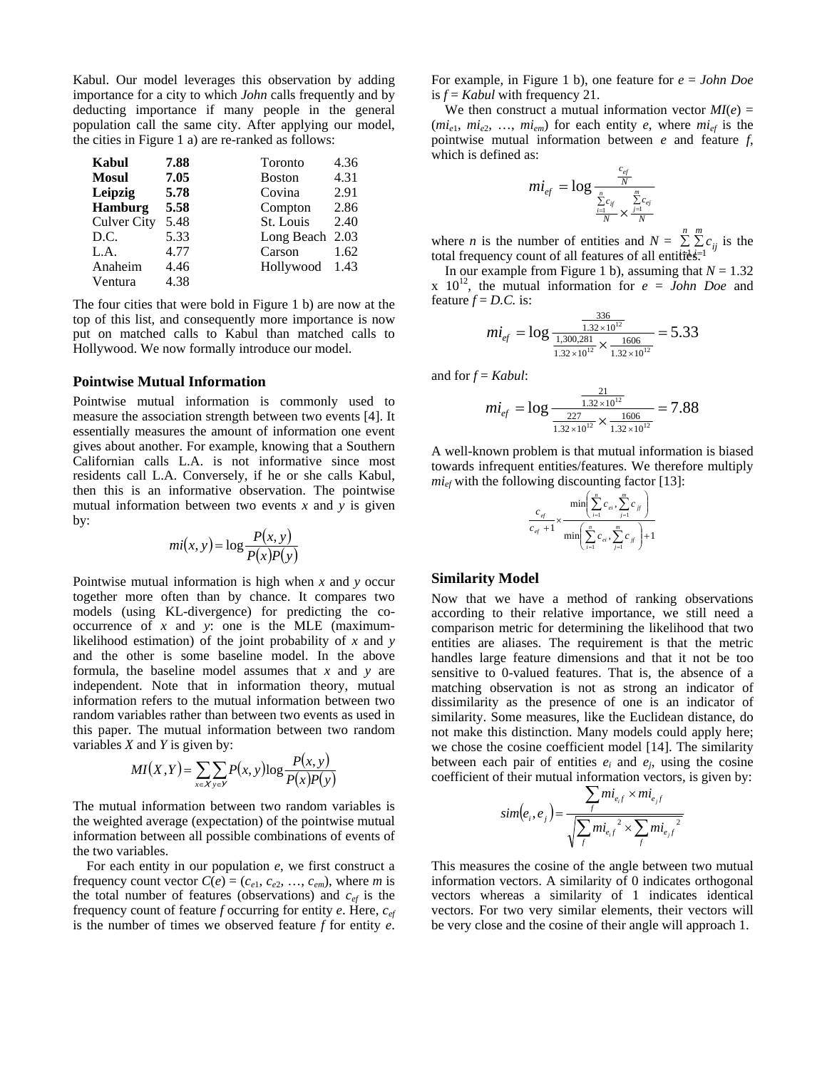Kabul. Our model leverages this observation by adding importance for a city to which *John* calls frequently and by deducting importance if many people in the general population call the same city. After applying our model, the cities in Figure 1 a) are re-ranked as follows:

| | | | |
|---|---|---|---|
| **Kabul** | **7.88** | Toronto | 4.36 |
| **Mosul** | **7.05** | Boston | 4.31 |
| **Leipzig** | **5.78** | Covina | 2.91 |
| **Hamburg** | **5.58** | Compton | 2.86 |
| Culver City | 5.48 | St. Louis | 2.40 |
| D.C. | 5.33 | Long Beach | 2.03 |
| L.A. | 4.77 | Carson | 1.62 |
| Anaheim | 4.46 | Hollywood | 1.43 |
| Ventura | 4.38 | | |

The four cities that were bold in Figure 1 b) are now at the top of this list, and consequently more importance is now put on matched calls to Kabul than matched calls to Hollywood. We now formally introduce our model.

### Pointwise Mutual Information

Pointwise mutual information is commonly used to measure the association strength between two events [4]. It essentially measures the amount of information one event gives about another. For example, knowing that a Southern Californian calls L.A. is not informative since most residents call L.A. Conversely, if he or she calls Kabul, then this is an informative observation. The pointwise mutual information between two events $x$ and $y$ is given by:

$$mi(x,y) = \log \frac{P(x,y)}{P(x)P(y)}$$

Pointwise mutual information is high when $x$ and $y$ occur together more often than by chance. It compares two models (using KL-divergence) for predicting the co-occurrence of $x$ and $y$: one is the MLE (maximum-likelihood estimation) of the joint probability of $x$ and $y$ and the other is some baseline model. In the above formula, the baseline model assumes that $x$ and $y$ are independent. Note that in information theory, mutual information refers to the mutual information between two random variables rather than between two events as used in this paper. The mutual information between two random variables $X$ and $Y$ is given by:

$$MI(X,Y) = \sum_{x \in X} \sum_{y \in Y} P(x,y) \log \frac{P(x,y)}{P(x)P(y)}$$

The mutual information between two random variables is the weighted average (expectation) of the pointwise mutual information between all possible combinations of events of the two variables.

For each entity in our population $e$, we first construct a frequency count vector $C(e) = (c_{e1}, c_{e2}, \ldots, c_{em})$, where $m$ is the total number of features (observations) and $c_{ef}$ is the frequency count of feature $f$ occurring for entity $e$. Here, $c_{ef}$ is the number of times we observed feature $f$ for entity $e$. For example, in Figure 1 b), one feature for $e$ = *John Doe* is $f$ = *Kabul* with frequency 21.

We then construct a mutual information vector $MI(e) = (mi_{e1}, mi_{e2}, \ldots, mi_{em})$ for each entity $e$, where $mi_{ef}$ is the pointwise mutual information between $e$ and feature $f$, which is defined as:

$$mi_{ef} = \log \frac{\frac{c_{ef}}{N}}{\frac{\sum_{i=1}^{n} c_{if}}{N} \times \frac{\sum_{j=1}^{m} c_{ej}}{N}}$$

where $n$ is the number of entities and $N = \sum_{i=1}^{n} \sum_{j=1}^{m} c_{ij}$ is the total frequency count of all features of all entities.

In our example from Figure 1 b), assuming that $N = 1.32 \times 10^{12}$, the mutual information for $e$ = *John Doe* and feature $f$ = *D.C.* is:

$$mi_{ef} = \log \frac{\frac{336}{1.32 \times 10^{12}}}{\frac{1{,}300{,}281}{1.32 \times 10^{12}} \times \frac{1606}{1.32 \times 10^{12}}} = 5.33$$

and for $f$ = *Kabul*:

$$mi_{ef} = \log \frac{\frac{21}{1.32 \times 10^{12}}}{\frac{227}{1.32 \times 10^{12}} \times \frac{1606}{1.32 \times 10^{12}}} = 7.88$$

A well-known problem is that mutual information is biased towards infrequent entities/features. We therefore multiply $mi_{ef}$ with the following discounting factor [13]:

$$\frac{c_{ef}}{c_{ef}+1} \times \frac{\min\left(\sum_{i=1}^{n} c_{ei}, \sum_{j=1}^{m} c_{jf}\right)}{\min\left(\sum_{i=1}^{n} c_{ei}, \sum_{j=1}^{m} c_{jf}\right)+1}$$

### Similarity Model

Now that we have a method of ranking observations according to their relative importance, we still need a comparison metric for determining the likelihood that two entities are aliases. The requirement is that the metric handles large feature dimensions and that it not be too sensitive to 0-valued features. That is, the absence of a matching observation is not as strong an indicator of dissimilarity as the presence of one is an indicator of similarity. Some measures, like the Euclidean distance, do not make this distinction. Many models could apply here; we chose the cosine coefficient model [14]. The similarity between each pair of entities $e_i$ and $e_j$, using the cosine coefficient of their mutual information vectors, is given by:

$$sim(e_i, e_j) = \frac{\sum_f mi_{e_i f} \times mi_{e_j f}}{\sqrt{\sum_f mi_{e_i f}^2 \times \sum_f mi_{e_j f}^2}}$$

This measures the cosine of the angle between two mutual information vectors. A similarity of 0 indicates orthogonal vectors whereas a similarity of 1 indicates identical vectors. For two very similar elements, their vectors will be very close and the cosine of their angle will approach 1.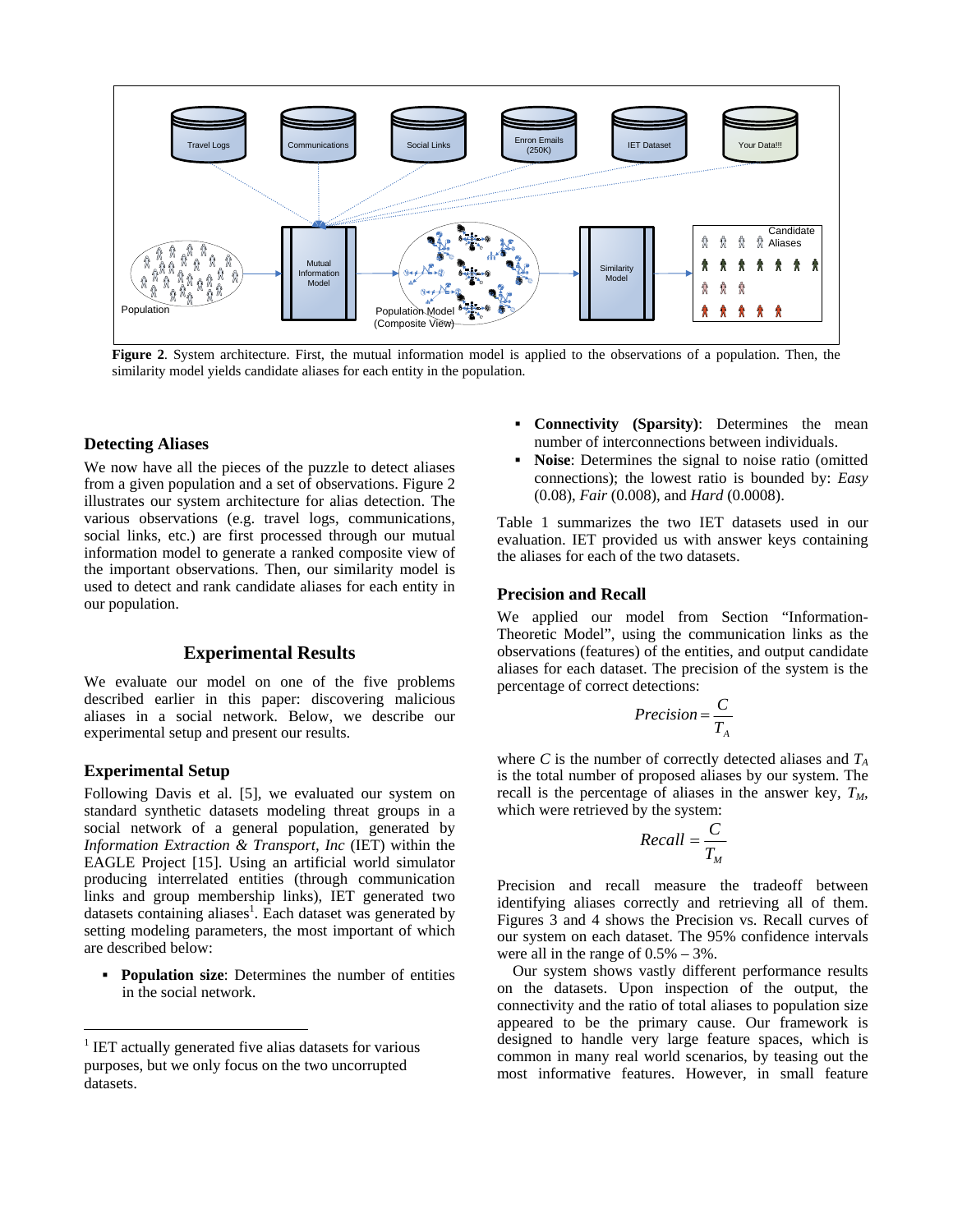**Figure 2**. System architecture. First, the mutual information model is applied to the observations of a population. Then, the similarity model yields candidate aliases for each entity in the population.

### Detecting Aliases

We now have all the pieces of the puzzle to detect aliases from a given population and a set of observations. Figure 2 illustrates our system architecture for alias detection. The various observations (e.g. travel logs, communications, social links, etc.) are first processed through our mutual information model to generate a ranked composite view of the important observations. Then, our similarity model is used to detect and rank candidate aliases for each entity in our population.

## Experimental Results

We evaluate our model on one of the five problems described earlier in this paper: discovering malicious aliases in a social network. Below, we describe our experimental setup and present our results.

### Experimental Setup

Following Davis et al. [5], we evaluated our system on standard synthetic datasets modeling threat groups in a social network of a general population, generated by *Information Extraction & Transport, Inc* (IET) within the EAGLE Project [15]. Using an artificial world simulator producing interrelated entities (through communication links and group membership links), IET generated two datasets containing aliases[1]. Each dataset was generated by setting modeling parameters, the most important of which are described below:

- **Population size**: Determines the number of entities in the social network.
- **Connectivity (Sparsity)**: Determines the mean number of interconnections between individuals.
- **Noise**: Determines the signal to noise ratio (omitted connections); the lowest ratio is bounded by: *Easy* (0.08), *Fair* (0.008), and *Hard* (0.0008).

Table 1 summarizes the two IET datasets used in our evaluation. IET provided us with answer keys containing the aliases for each of the two datasets.

### Precision and Recall

We applied our model from Section "Information-Theoretic Model", using the communication links as the observations (features) of the entities, and output candidate aliases for each dataset. The precision of the system is the percentage of correct detections:

$$Precision = \frac{C}{T_A}$$

where $C$ is the number of correctly detected aliases and $T_A$ is the total number of proposed aliases by our system. The recall is the percentage of aliases in the answer key, $T_M$, which were retrieved by the system:

$$Recall = \frac{C}{T_M}$$

Precision and recall measure the tradeoff between identifying aliases correctly and retrieving all of them. Figures 3 and 4 shows the Precision vs. Recall curves of our system on each dataset. The 95% confidence intervals were all in the range of 0.5% – 3%.

Our system shows vastly different performance results on the datasets. Upon inspection of the output, the connectivity and the ratio of total aliases to population size appeared to be the primary cause. Our framework is designed to handle very large feature spaces, which is common in many real world scenarios, by teasing out the most informative features. However, in small feature

[1] IET actually generated five alias datasets for various purposes, but we only focus on the two uncorrupted datasets.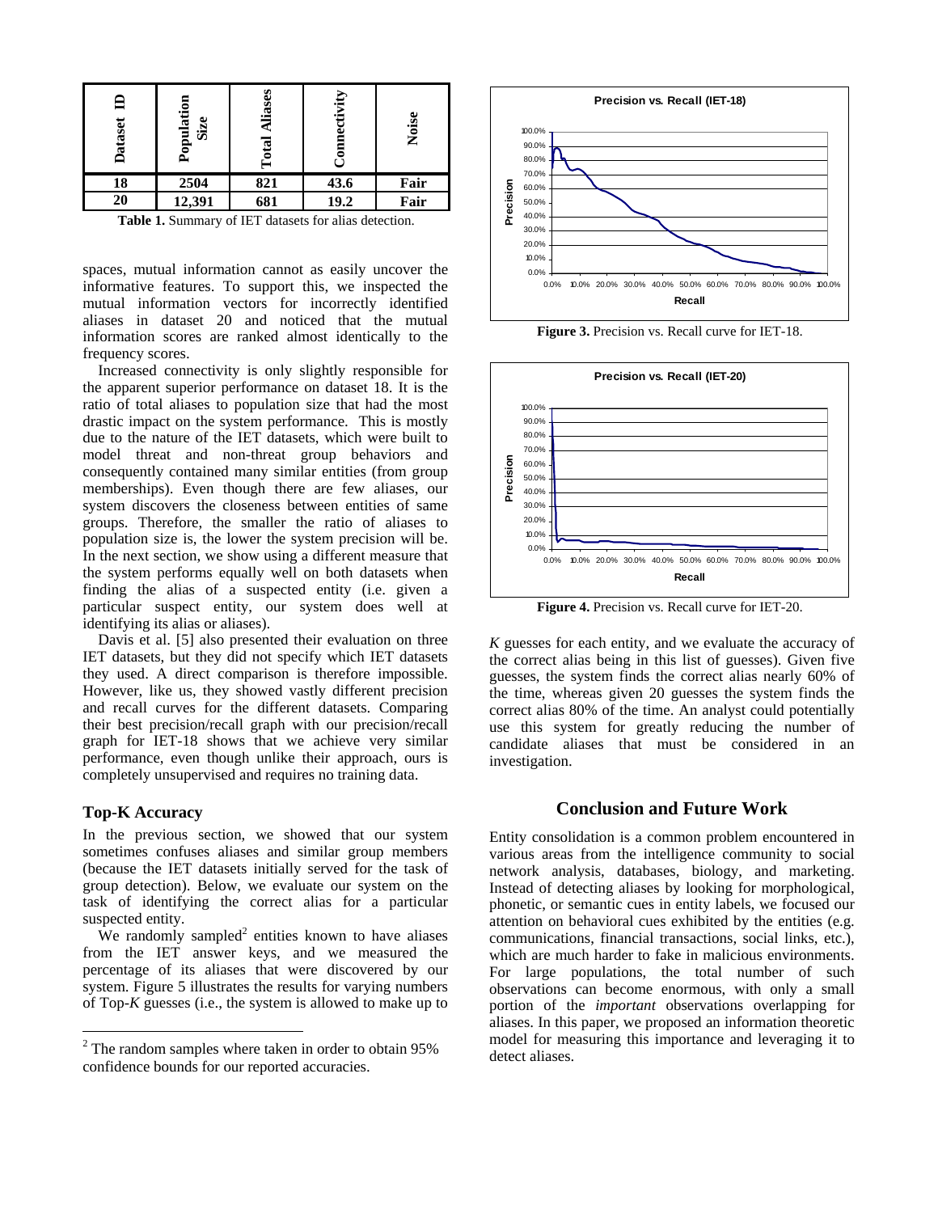| Dataset ID | Population Size | Total Aliases | Connectivity | Noise |
|---|---|---|---|---|
| 18 | 2504 | 821 | 43.6 | Fair |
| 20 | 12,391 | 681 | 19.2 | Fair |

**Table 1.** Summary of IET datasets for alias detection.

spaces, mutual information cannot as easily uncover the informative features. To support this, we inspected the mutual information vectors for incorrectly identified aliases in dataset 20 and noticed that the mutual information scores are ranked almost identically to the frequency scores.

Increased connectivity is only slightly responsible for the apparent superior performance on dataset 18. It is the ratio of total aliases to population size that had the most drastic impact on the system performance. This is mostly due to the nature of the IET datasets, which were built to model threat and non-threat group behaviors and consequently contained many similar entities (from group memberships). Even though there are few aliases, our system discovers the closeness between entities of same groups. Therefore, the smaller the ratio of aliases to population size is, the lower the system precision will be. In the next section, we show using a different measure that the system performs equally well on both datasets when finding the alias of a suspected entity (i.e. given a particular suspect entity, our system does well at identifying its alias or aliases).

Davis et al. [5] also presented their evaluation on three IET datasets, but they did not specify which IET datasets they used. A direct comparison is therefore impossible. However, like us, they showed vastly different precision and recall curves for the different datasets. Comparing their best precision/recall graph with our precision/recall graph for IET-18 shows that we achieve very similar performance, even though unlike their approach, ours is completely unsupervised and requires no training data.

### Top-K Accuracy

In the previous section, we showed that our system sometimes confuses aliases and similar group members (because the IET datasets initially served for the task of group detection). Below, we evaluate our system on the task of identifying the correct alias for a particular suspected entity.

We randomly sampled[2] entities known to have aliases from the IET answer keys, and we measured the percentage of its aliases that were discovered by our system. Figure 5 illustrates the results for varying numbers of Top-*K* guesses (i.e., the system is allowed to make up to

**Figure 3.** Precision vs. Recall curve for IET-18.

**Figure 4.** Precision vs. Recall curve for IET-20.

*K* guesses for each entity, and we evaluate the accuracy of the correct alias being in this list of guesses). Given five guesses, the system finds the correct alias nearly 60% of the time, whereas given 20 guesses the system finds the correct alias 80% of the time. An analyst could potentially use this system for greatly reducing the number of candidate aliases that must be considered in an investigation.

## Conclusion and Future Work

Entity consolidation is a common problem encountered in various areas from the intelligence community to social network analysis, databases, biology, and marketing. Instead of detecting aliases by looking for morphological, phonetic, or semantic cues in entity labels, we focused our attention on behavioral cues exhibited by the entities (e.g. communications, financial transactions, social links, etc.), which are much harder to fake in malicious environments. For large populations, the total number of such observations can become enormous, with only a small portion of the *important* observations overlapping for aliases. In this paper, we proposed an information theoretic model for measuring this importance and leveraging it to detect aliases.

[2] The random samples where taken in order to obtain 95% confidence bounds for our reported accuracies.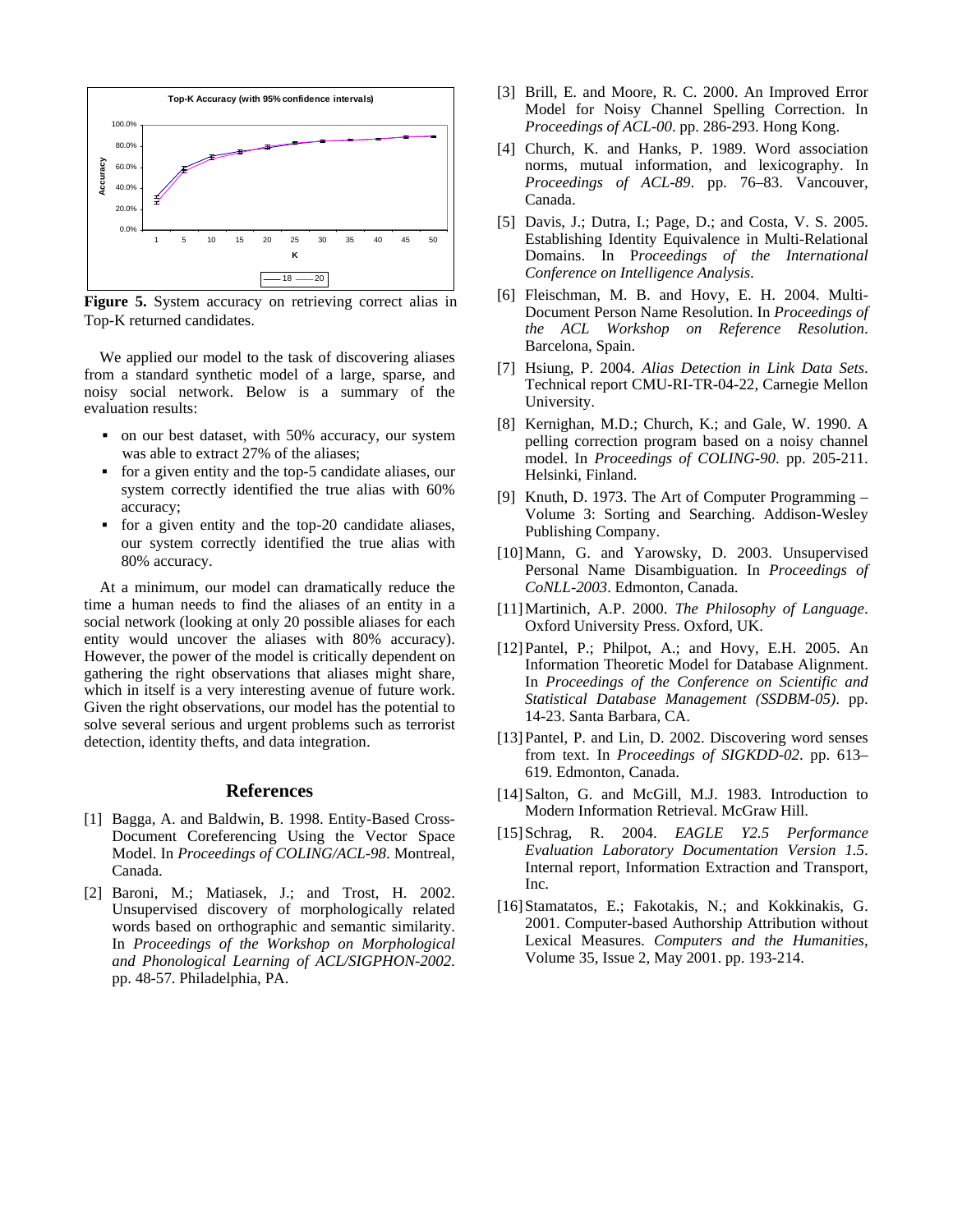Top-K Accuracy (with 95% confidence intervals)

Accuracy

100.0%
80.0%
60.0%
40.0%
20.0%
0.0%

1 5 10 15 20 25 30 35 40 45 50

K

18 20

**Figure 5.** System accuracy on retrieving correct alias in Top-K returned candidates.

We applied our model to the task of discovering aliases from a standard synthetic model of a large, sparse, and noisy social network. Below is a summary of the evaluation results:

- on our best dataset, with 50% accuracy, our system was able to extract 27% of the aliases;
- for a given entity and the top-5 candidate aliases, our system correctly identified the true alias with 60% accuracy;
- for a given entity and the top-20 candidate aliases, our system correctly identified the true alias with 80% accuracy.

At a minimum, our model can dramatically reduce the time a human needs to find the aliases of an entity in a social network (looking at only 20 possible aliases for each entity would uncover the aliases with 80% accuracy). However, the power of the model is critically dependent on gathering the right observations that aliases might share, which in itself is a very interesting avenue of future work. Given the right observations, our model has the potential to solve several serious and urgent problems such as terrorist detection, identity thefts, and data integration.

## References

[1] Bagga, A. and Baldwin, B. 1998. Entity-Based Cross-Document Coreferencing Using the Vector Space Model. In *Proceedings of COLING/ACL-98*. Montreal, Canada.

[2] Baroni, M.; Matiasek, J.; and Trost, H. 2002. Unsupervised discovery of morphologically related words based on orthographic and semantic similarity. In *Proceedings of the Workshop on Morphological and Phonological Learning of ACL/SIGPHON-2002*. pp. 48-57. Philadelphia, PA.

[3] Brill, E. and Moore, R. C. 2000. An Improved Error Model for Noisy Channel Spelling Correction. In *Proceedings of ACL-00*. pp. 286-293. Hong Kong.

[4] Church, K. and Hanks, P. 1989. Word association norms, mutual information, and lexicography. In *Proceedings of ACL-89*. pp. 76–83. Vancouver, Canada.

[5] Davis, J.; Dutra, I.; Page, D.; and Costa, V. S. 2005. Establishing Identity Equivalence in Multi-Relational Domains. In *Proceedings of the International Conference on Intelligence Analysis*.

[6] Fleischman, M. B. and Hovy, E. H. 2004. Multi-Document Person Name Resolution. In *Proceedings of the ACL Workshop on Reference Resolution*. Barcelona, Spain.

[7] Hsiung, P. 2004. *Alias Detection in Link Data Sets*. Technical report CMU-RI-TR-04-22, Carnegie Mellon University.

[8] Kernighan, M.D.; Church, K.; and Gale, W. 1990. A pelling correction program based on a noisy channel model. In *Proceedings of COLING-90*. pp. 205-211. Helsinki, Finland.

[9] Knuth, D. 1973. The Art of Computer Programming – Volume 3: Sorting and Searching. Addison-Wesley Publishing Company.

[10] Mann, G. and Yarowsky, D. 2003. Unsupervised Personal Name Disambiguation. In *Proceedings of CoNLL-2003*. Edmonton, Canada.

[11] Martinich, A.P. 2000. *The Philosophy of Language*. Oxford University Press. Oxford, UK.

[12] Pantel, P.; Philpot, A.; and Hovy, E.H. 2005. An Information Theoretic Model for Database Alignment. In *Proceedings of the Conference on Scientific and Statistical Database Management (SSDBM-05)*. pp. 14-23. Santa Barbara, CA.

[13] Pantel, P. and Lin, D. 2002. Discovering word senses from text. In *Proceedings of SIGKDD-02*. pp. 613–619. Edmonton, Canada.

[14] Salton, G. and McGill, M.J. 1983. Introduction to Modern Information Retrieval. McGraw Hill.

[15] Schrag, R. 2004. *EAGLE Y2.5 Performance Evaluation Laboratory Documentation Version 1.5*. Internal report, Information Extraction and Transport, Inc.

[16] Stamatatos, E.; Fakotakis, N.; and Kokkinakis, G. 2001. Computer-based Authorship Attribution without Lexical Measures. *Computers and the Humanities*, Volume 35, Issue 2, May 2001. pp. 193-214.